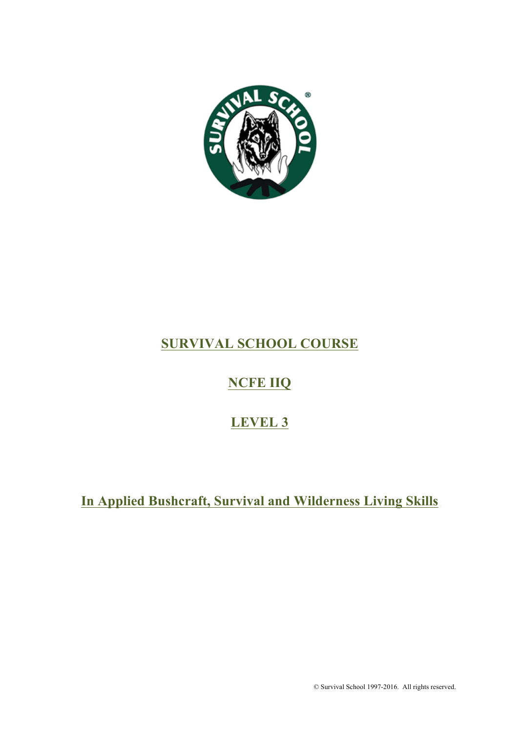# SURVIVAL SCHOOL COURSE

# NCFE IIQ

# LEVEL 3

# In Applied Bushcraft, Survival and Wilderness Living Skills

© Survival School 1997-2016. All rights reserved.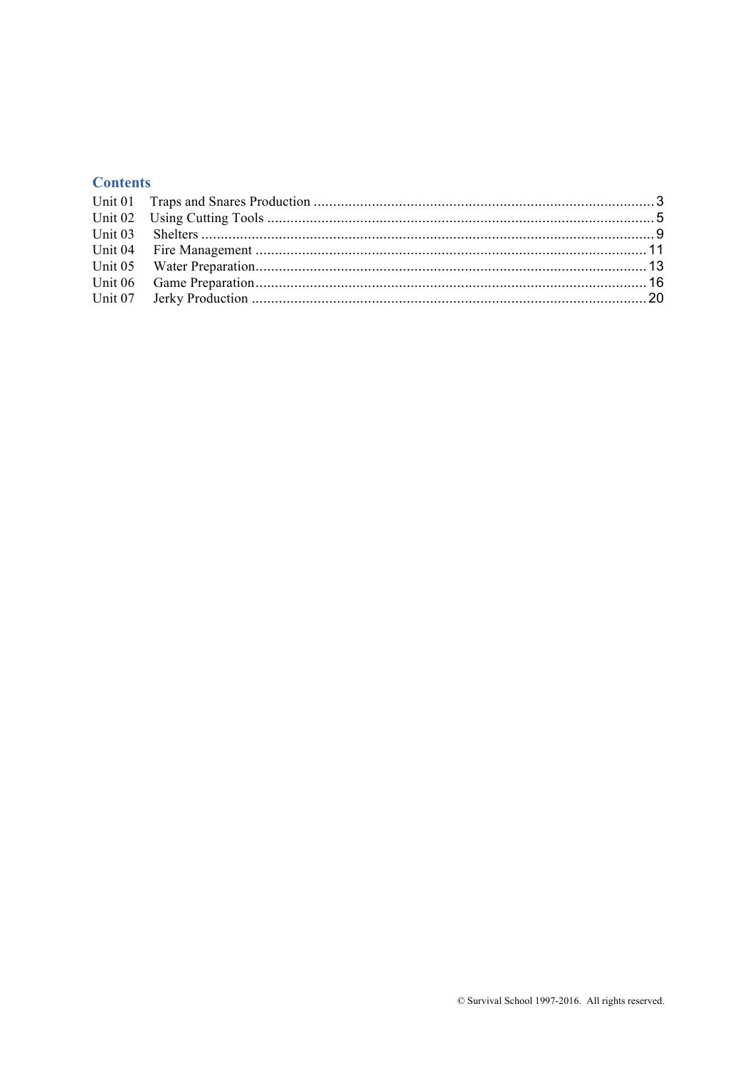## Contents

Unit 01 Traps and Snares Production ........................................................................................ 3
Unit 02 Using Cutting Tools ........................................................................................................ 5
Unit 03 Shelters ........................................................................................................................... 9
Unit 04 Fire Management .......................................................................................................... 11
Unit 05 Water Preparation .......................................................................................................... 13
Unit 06 Game Preparation .......................................................................................................... 16
Unit 07 Jerky Production ............................................................................................................ 20

© Survival School 1997-2016. All rights reserved.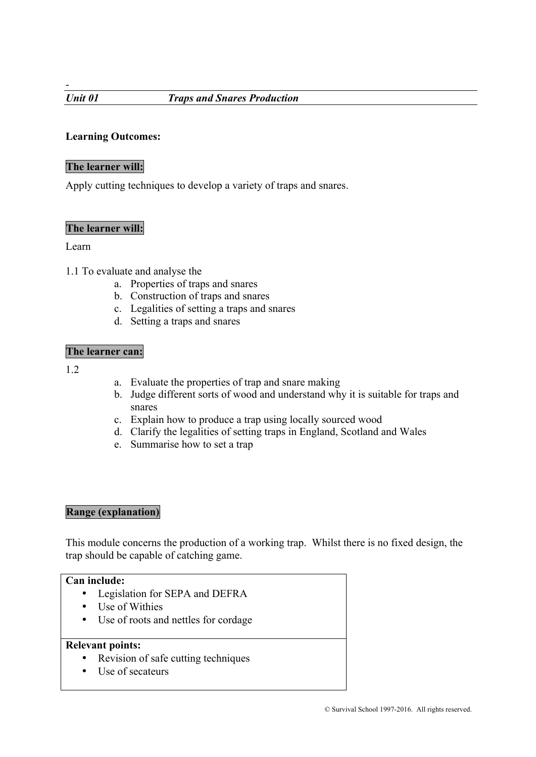-

*Unit 01* *Traps and Snares Production*

**Learning Outcomes:**

**The learner will:**

Apply cutting techniques to develop a variety of traps and snares.

**The learner will:**

Learn

1.1 To evaluate and analyse the

a. Properties of traps and snares
b. Construction of traps and snares
c. Legalities of setting a traps and snares
d. Setting a traps and snares

**The learner can:**

1.2

a. Evaluate the properties of trap and snare making
b. Judge different sorts of wood and understand why it is suitable for traps and snares
c. Explain how to produce a trap using locally sourced wood
d. Clarify the legalities of setting traps in England, Scotland and Wales
e. Summarise how to set a trap

**Range (explanation)**

This module concerns the production of a working trap. Whilst there is no fixed design, the trap should be capable of catching game.

**Can include:**

- Legislation for SEPA and DEFRA
- Use of Withies
- Use of roots and nettles for cordage

**Relevant points:**

- Revision of safe cutting techniques
- Use of secateurs

© Survival School 1997-2016. All rights reserved.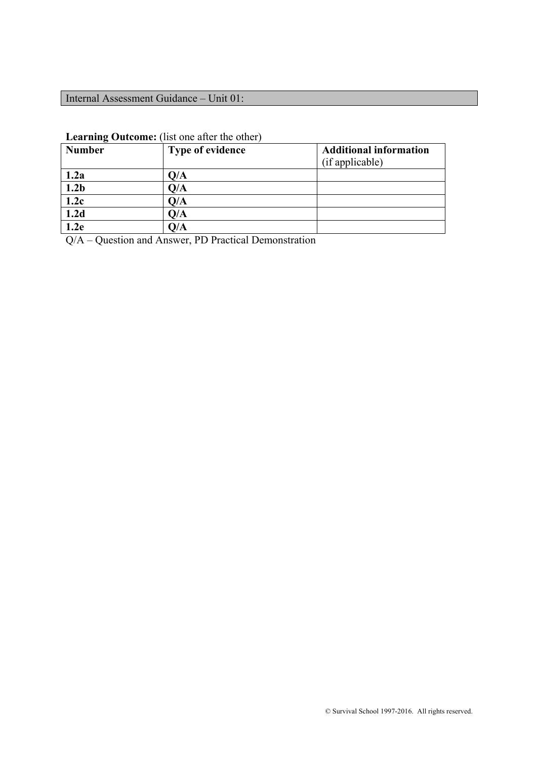## Internal Assessment Guidance – Unit 01:

**Learning Outcome:** (list one after the other)

| **Number** | **Type of evidence** | **Additional information** (if applicable) |
|---|---|---|
| **1.2a** | **Q/A** | |
| **1.2b** | **Q/A** | |
| **1.2c** | **Q/A** | |
| **1.2d** | **Q/A** | |
| **1.2e** | **Q/A** | |

Q/A – Question and Answer, PD Practical Demonstration

© Survival School 1997-2016. All rights reserved.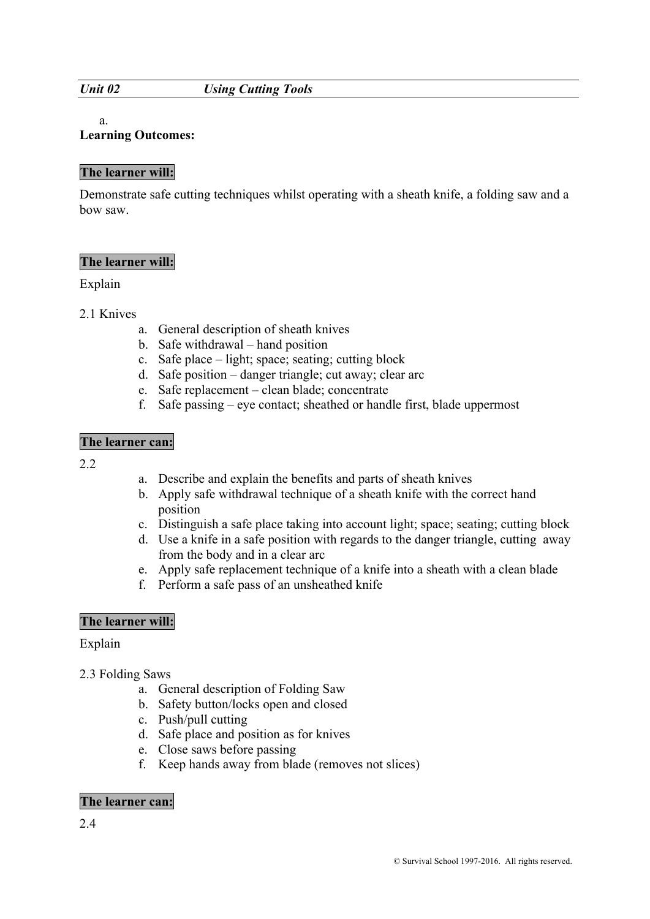*Unit 02* *Using Cutting Tools*

a.

**Learning Outcomes:**

**The learner will:**

Demonstrate safe cutting techniques whilst operating with a sheath knife, a folding saw and a bow saw.

**The learner will:**

Explain

2.1 Knives

a. General description of sheath knives
b. Safe withdrawal – hand position
c. Safe place – light; space; seating; cutting block
d. Safe position – danger triangle; cut away; clear arc
e. Safe replacement – clean blade; concentrate
f. Safe passing – eye contact; sheathed or handle first, blade uppermost

**The learner can:**

2.2

a. Describe and explain the benefits and parts of sheath knives
b. Apply safe withdrawal technique of a sheath knife with the correct hand position
c. Distinguish a safe place taking into account light; space; seating; cutting block
d. Use a knife in a safe position with regards to the danger triangle, cutting away from the body and in a clear arc
e. Apply safe replacement technique of a knife into a sheath with a clean blade
f. Perform a safe pass of an unsheathed knife

**The learner will:**

Explain

2.3 Folding Saws

a. General description of Folding Saw
b. Safety button/locks open and closed
c. Push/pull cutting
d. Safe place and position as for knives
e. Close saws before passing
f. Keep hands away from blade (removes not slices)

**The learner can:**

2.4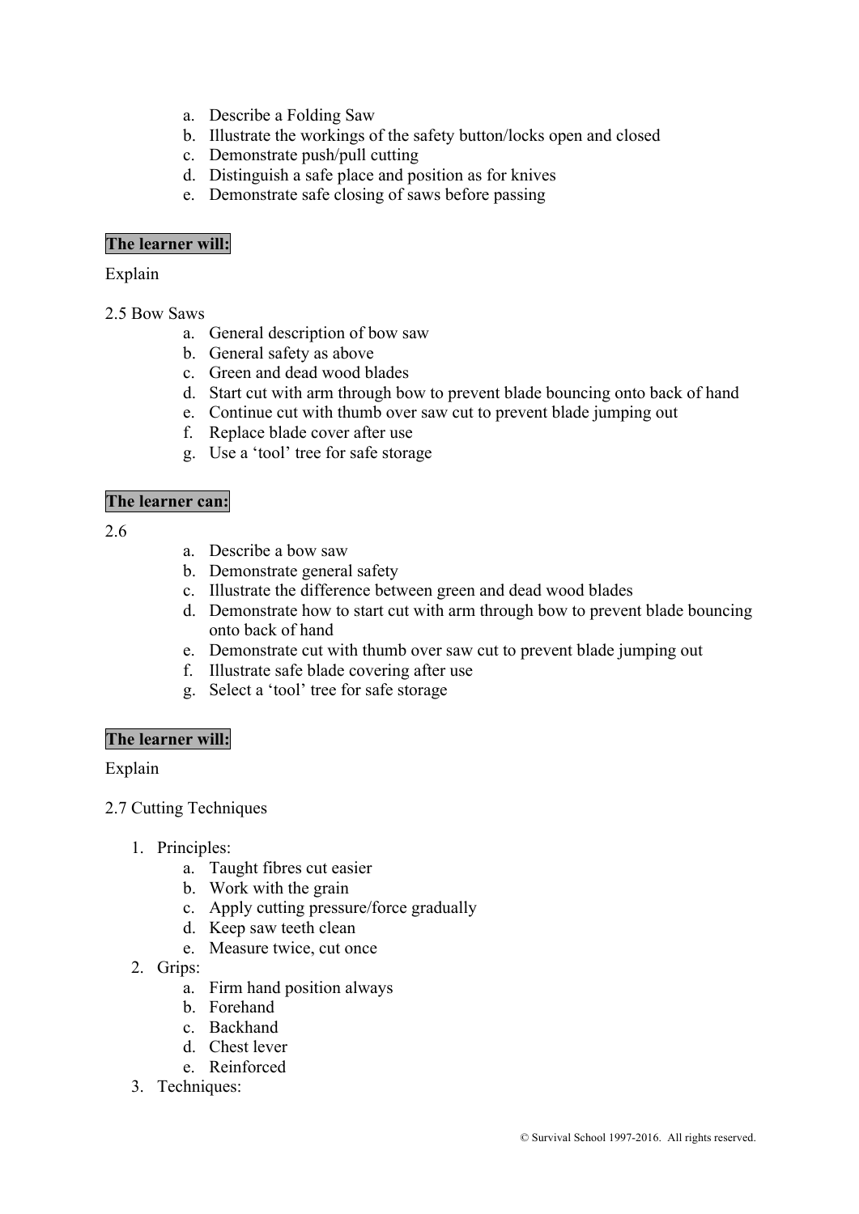a. Describe a Folding Saw
b. Illustrate the workings of the safety button/locks open and closed
c. Demonstrate push/pull cutting
d. Distinguish a safe place and position as for knives
e. Demonstrate safe closing of saws before passing

**The learner will:**

Explain

2.5 Bow Saws

a. General description of bow saw
b. General safety as above
c. Green and dead wood blades
d. Start cut with arm through bow to prevent blade bouncing onto back of hand
e. Continue cut with thumb over saw cut to prevent blade jumping out
f. Replace blade cover after use
g. Use a 'tool' tree for safe storage

**The learner can:**

2.6

a. Describe a bow saw
b. Demonstrate general safety
c. Illustrate the difference between green and dead wood blades
d. Demonstrate how to start cut with arm through bow to prevent blade bouncing onto back of hand
e. Demonstrate cut with thumb over saw cut to prevent blade jumping out
f. Illustrate safe blade covering after use
g. Select a 'tool' tree for safe storage

**The learner will:**

Explain

2.7 Cutting Techniques

1. Principles:
   a. Taught fibres cut easier
   b. Work with the grain
   c. Apply cutting pressure/force gradually
   d. Keep saw teeth clean
   e. Measure twice, cut once
2. Grips:
   a. Firm hand position always
   b. Forehand
   c. Backhand
   d. Chest lever
   e. Reinforced
3. Techniques: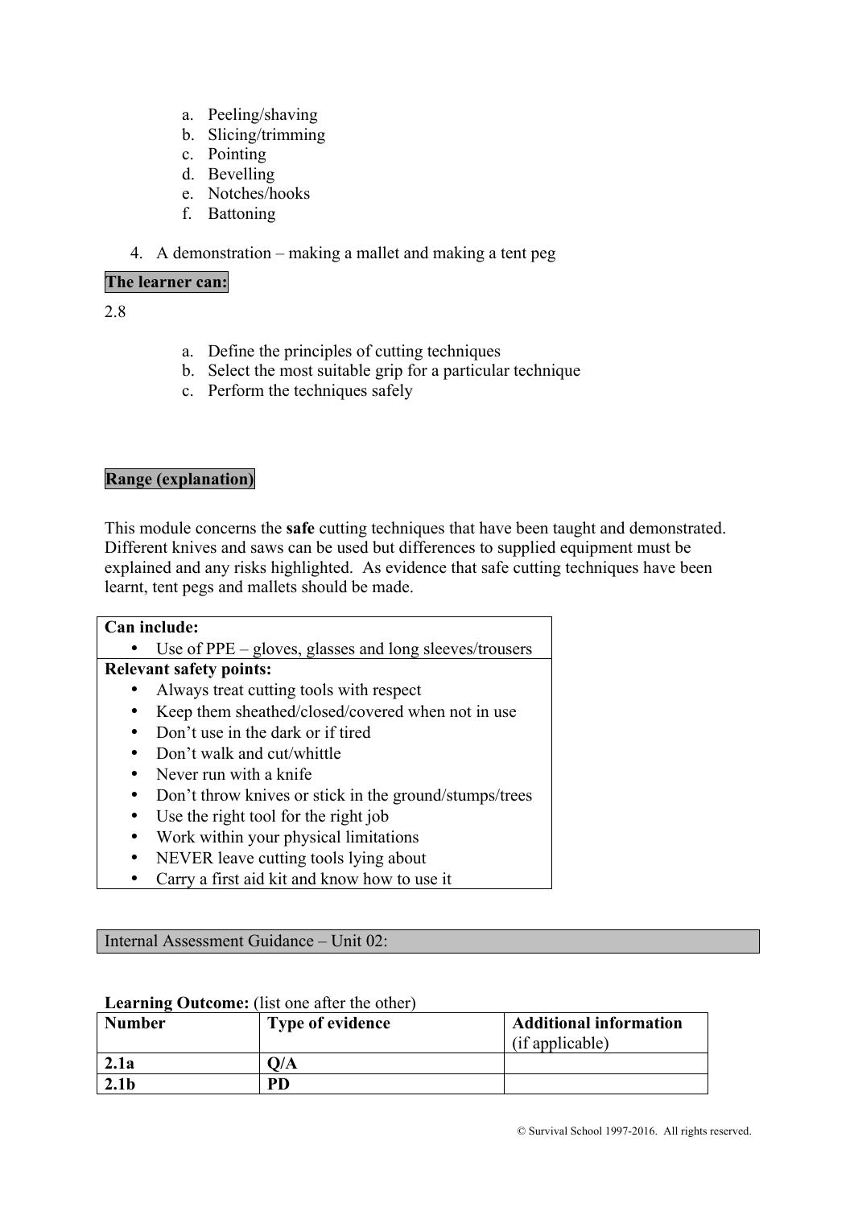a. Peeling/shaving
b. Slicing/trimming
c. Pointing
d. Bevelling
e. Notches/hooks
f. Battoning

4. A demonstration – making a mallet and making a tent peg

**The learner can:**

2.8

a. Define the principles of cutting techniques
b. Select the most suitable grip for a particular technique
c. Perform the techniques safely

**Range (explanation)**

This module concerns the **safe** cutting techniques that have been taught and demonstrated. Different knives and saws can be used but differences to supplied equipment must be explained and any risks highlighted. As evidence that safe cutting techniques have been learnt, tent pegs and mallets should be made.

| **Can include:** |
|---|
| • Use of PPE – gloves, glasses and long sleeves/trousers |
| **Relevant safety points:** |
| • Always treat cutting tools with respect<br>• Keep them sheathed/closed/covered when not in use<br>• Don't use in the dark or if tired<br>• Don't walk and cut/whittle<br>• Never run with a knife<br>• Don't throw knives or stick in the ground/stumps/trees<br>• Use the right tool for the right job<br>• Work within your physical limitations<br>• NEVER leave cutting tools lying about<br>• Carry a first aid kit and know how to use it |

Internal Assessment Guidance – Unit 02:

**Learning Outcome:** (list one after the other)

| Number | Type of evidence | Additional information (if applicable) |
|---|---|---|
| **2.1a** | **Q/A** | |
| **2.1b** | **PD** | |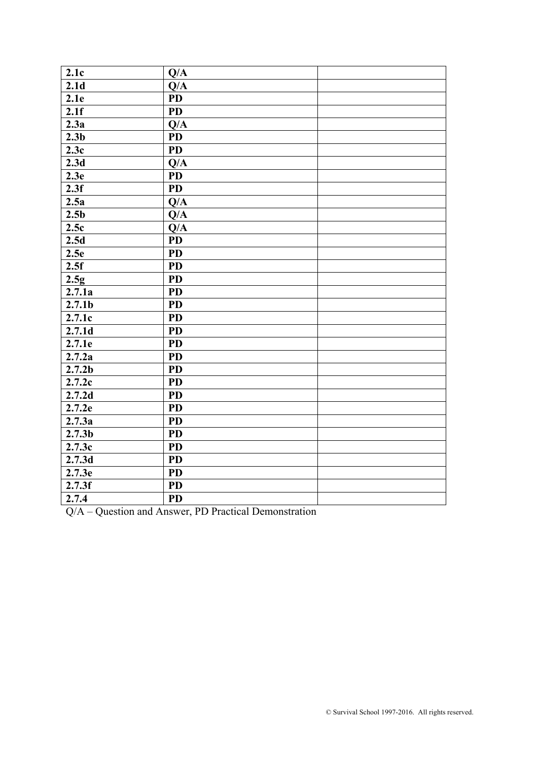| | | |
|---|---|---|
| **2.1c** | **Q/A** | |
| **2.1d** | **Q/A** | |
| **2.1e** | **PD** | |
| **2.1f** | **PD** | |
| **2.3a** | **Q/A** | |
| **2.3b** | **PD** | |
| **2.3c** | **PD** | |
| **2.3d** | **Q/A** | |
| **2.3e** | **PD** | |
| **2.3f** | **PD** | |
| **2.5a** | **Q/A** | |
| **2.5b** | **Q/A** | |
| **2.5c** | **Q/A** | |
| **2.5d** | **PD** | |
| **2.5e** | **PD** | |
| **2.5f** | **PD** | |
| **2.5g** | **PD** | |
| **2.7.1a** | **PD** | |
| **2.7.1b** | **PD** | |
| **2.7.1c** | **PD** | |
| **2.7.1d** | **PD** | |
| **2.7.1e** | **PD** | |
| **2.7.2a** | **PD** | |
| **2.7.2b** | **PD** | |
| **2.7.2c** | **PD** | |
| **2.7.2d** | **PD** | |
| **2.7.2e** | **PD** | |
| **2.7.3a** | **PD** | |
| **2.7.3b** | **PD** | |
| **2.7.3c** | **PD** | |
| **2.7.3d** | **PD** | |
| **2.7.3e** | **PD** | |
| **2.7.3f** | **PD** | |
| **2.7.4** | **PD** | |

Q/A – Question and Answer, PD Practical Demonstration

© Survival School 1997-2016. All rights reserved.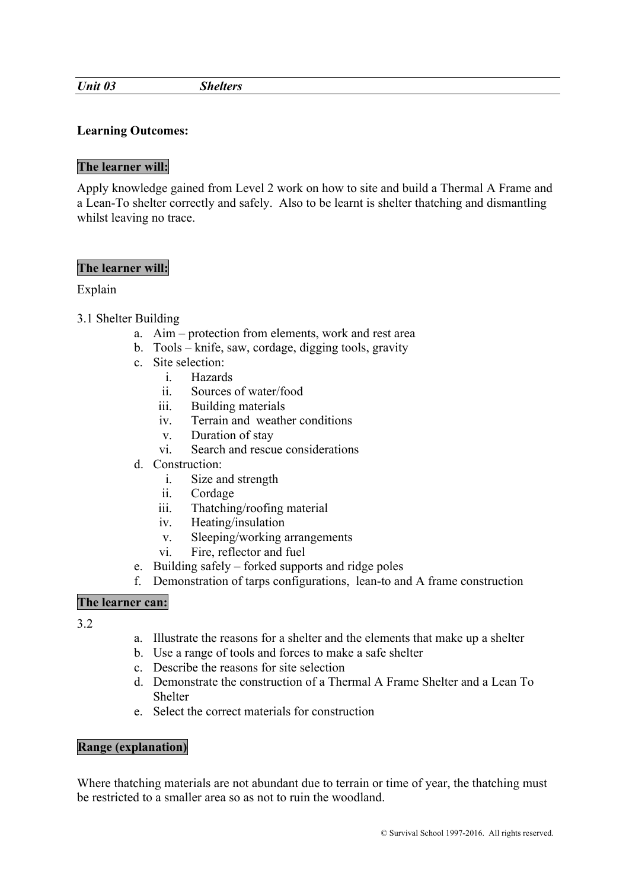***Unit 03*** ***Shelters***

**Learning Outcomes:**

**The learner will:**

Apply knowledge gained from Level 2 work on how to site and build a Thermal A Frame and a Lean-To shelter correctly and safely. Also to be learnt is shelter thatching and dismantling whilst leaving no trace.

**The learner will:**

Explain

3.1 Shelter Building

a. Aim – protection from elements, work and rest area
b. Tools – knife, saw, cordage, digging tools, gravity
c. Site selection:
    i. Hazards
    ii. Sources of water/food
    iii. Building materials
    iv. Terrain and weather conditions
    v. Duration of stay
    vi. Search and rescue considerations
d. Construction:
    i. Size and strength
    ii. Cordage
    iii. Thatching/roofing material
    iv. Heating/insulation
    v. Sleeping/working arrangements
    vi. Fire, reflector and fuel
e. Building safely – forked supports and ridge poles
f. Demonstration of tarps configurations, lean-to and A frame construction

**The learner can:**

3.2

a. Illustrate the reasons for a shelter and the elements that make up a shelter
b. Use a range of tools and forces to make a safe shelter
c. Describe the reasons for site selection
d. Demonstrate the construction of a Thermal A Frame Shelter and a Lean To Shelter
e. Select the correct materials for construction

**Range (explanation)**

Where thatching materials are not abundant due to terrain or time of year, the thatching must be restricted to a smaller area so as not to ruin the woodland.

© Survival School 1997-2016. All rights reserved.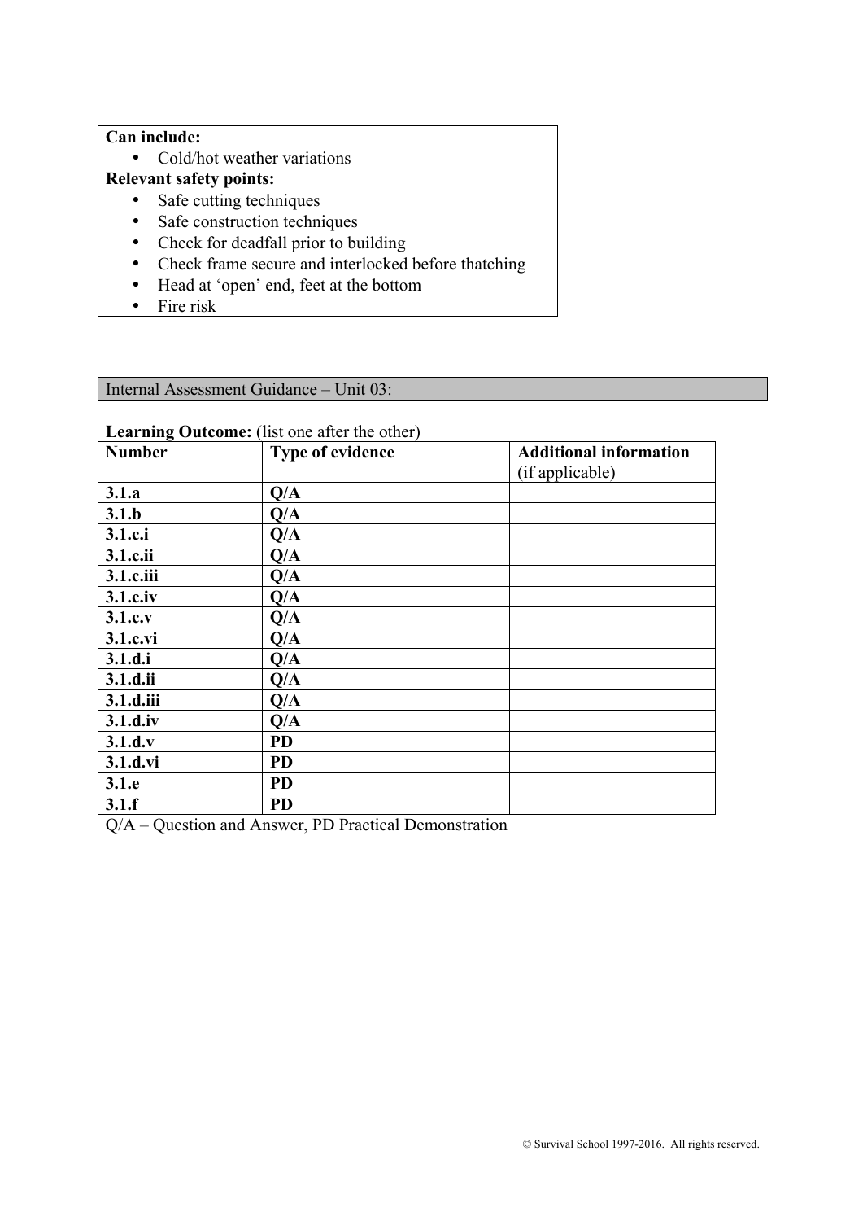| **Can include:** |
|---|
| • Cold/hot weather variations |
| **Relevant safety points:**<br>• Safe cutting techniques<br>• Safe construction techniques<br>• Check for deadfall prior to building<br>• Check frame secure and interlocked before thatching<br>• Head at 'open' end, feet at the bottom<br>• Fire risk |

Internal Assessment Guidance – Unit 03:

**Learning Outcome:** (list one after the other)

| **Number** | **Type of evidence** | **Additional information** (if applicable) |
|---|---|---|
| **3.1.a** | **Q/A** | |
| **3.1.b** | **Q/A** | |
| **3.1.c.i** | **Q/A** | |
| **3.1.c.ii** | **Q/A** | |
| **3.1.c.iii** | **Q/A** | |
| **3.1.c.iv** | **Q/A** | |
| **3.1.c.v** | **Q/A** | |
| **3.1.c.vi** | **Q/A** | |
| **3.1.d.i** | **Q/A** | |
| **3.1.d.ii** | **Q/A** | |
| **3.1.d.iii** | **Q/A** | |
| **3.1.d.iv** | **Q/A** | |
| **3.1.d.v** | **PD** | |
| **3.1.d.vi** | **PD** | |
| **3.1.e** | **PD** | |
| **3.1.f** | **PD** | |

Q/A – Question and Answer, PD Practical Demonstration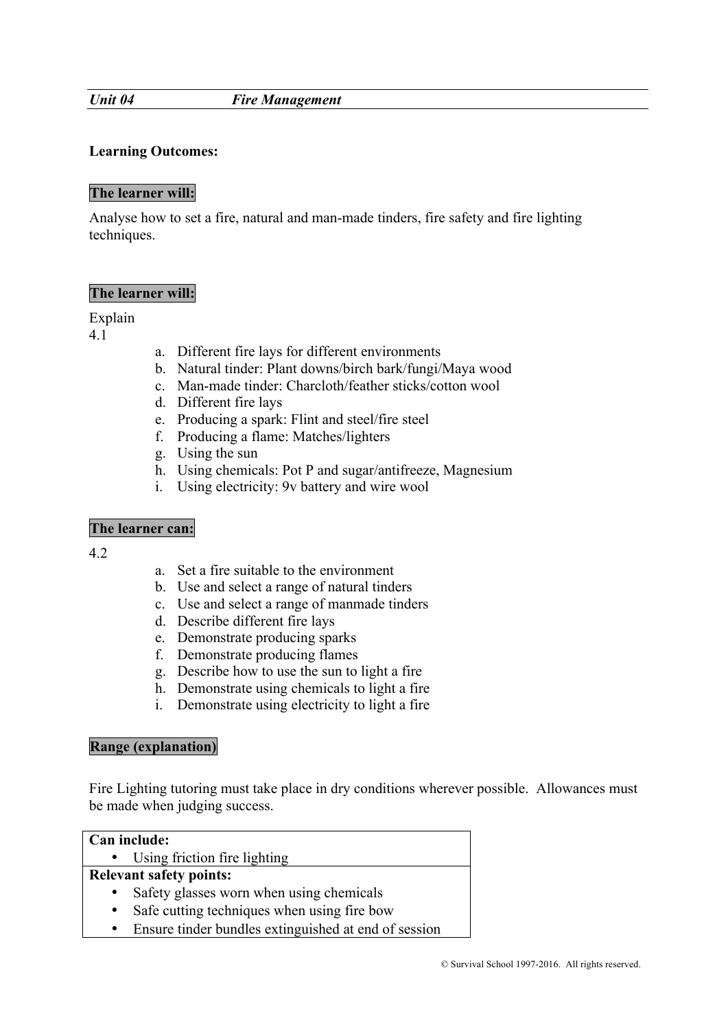| *Unit 04* | *Fire Management* |
|---|---|

**Learning Outcomes:**

**The learner will:**

Analyse how to set a fire, natural and man-made tinders, fire safety and fire lighting techniques.

**The learner will:**

Explain
4.1

a. Different fire lays for different environments
b. Natural tinder: Plant downs/birch bark/fungi/Maya wood
c. Man-made tinder: Charcloth/feather sticks/cotton wool
d. Different fire lays
e. Producing a spark: Flint and steel/fire steel
f. Producing a flame: Matches/lighters
g. Using the sun
h. Using chemicals: Pot P and sugar/antifreeze, Magnesium
i. Using electricity: 9v battery and wire wool

**The learner can:**

4.2

a. Set a fire suitable to the environment
b. Use and select a range of natural tinders
c. Use and select a range of manmade tinders
d. Describe different fire lays
e. Demonstrate producing sparks
f. Demonstrate producing flames
g. Describe how to use the sun to light a fire
h. Demonstrate using chemicals to light a fire
i. Demonstrate using electricity to light a fire

**Range (explanation)**

Fire Lighting tutoring must take place in dry conditions wherever possible. Allowances must be made when judging success.

| **Can include:** |
|---|
| • Using friction fire lighting |
| **Relevant safety points:** |
| • Safety glasses worn when using chemicals<br>• Safe cutting techniques when using fire bow<br>• Ensure tinder bundles extinguished at end of session |

© Survival School 1997-2016. All rights reserved.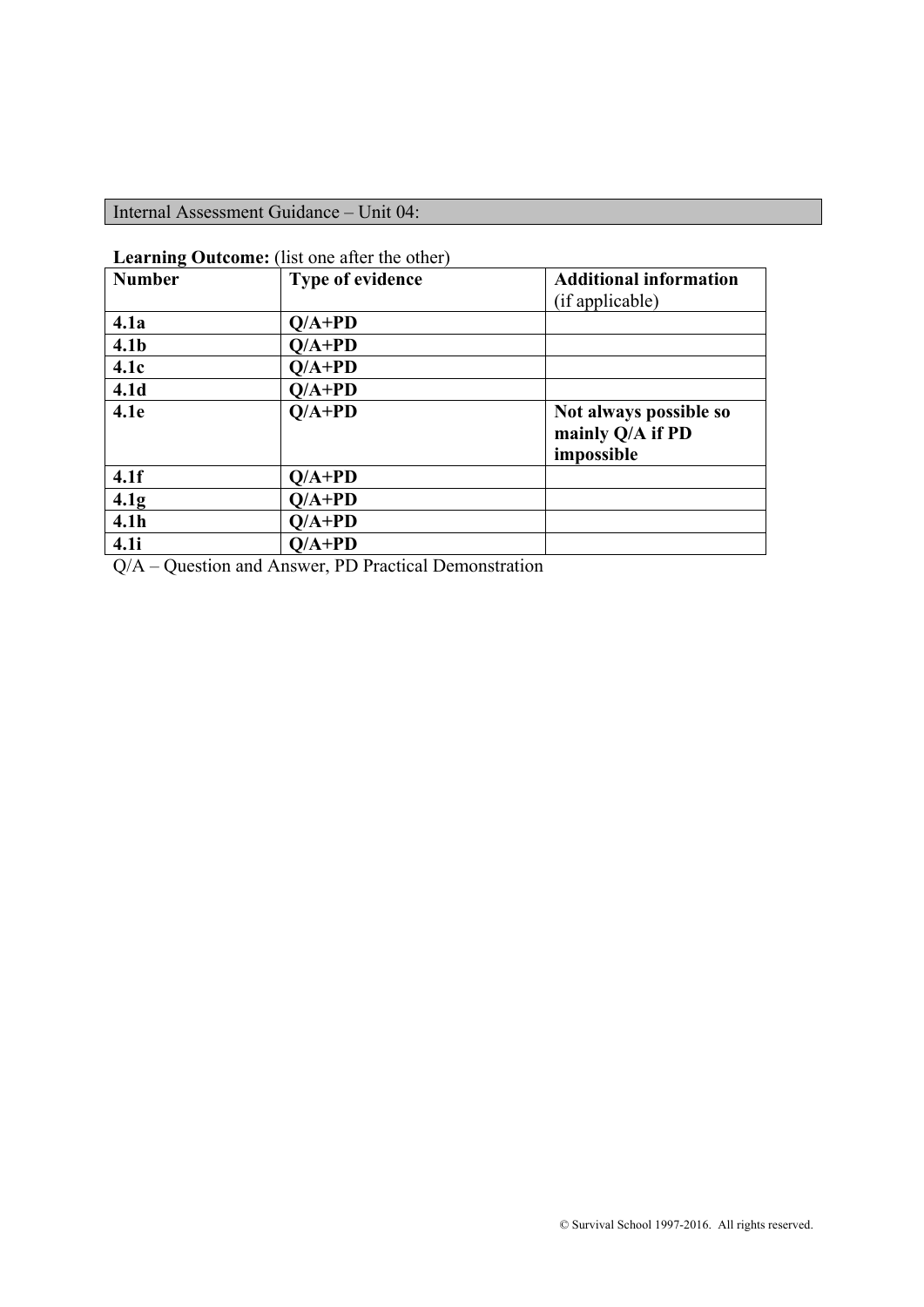Internal Assessment Guidance – Unit 04:

**Learning Outcome:** (list one after the other)

| **Number** | **Type of evidence** | **Additional information** (if applicable) |
| --- | --- | --- |
| **4.1a** | **Q/A+PD** | |
| **4.1b** | **Q/A+PD** | |
| **4.1c** | **Q/A+PD** | |
| **4.1d** | **Q/A+PD** | |
| **4.1e** | **Q/A+PD** | **Not always possible so mainly Q/A if PD impossible** |
| **4.1f** | **Q/A+PD** | |
| **4.1g** | **Q/A+PD** | |
| **4.1h** | **Q/A+PD** | |
| **4.1i** | **Q/A+PD** | |

Q/A – Question and Answer, PD Practical Demonstration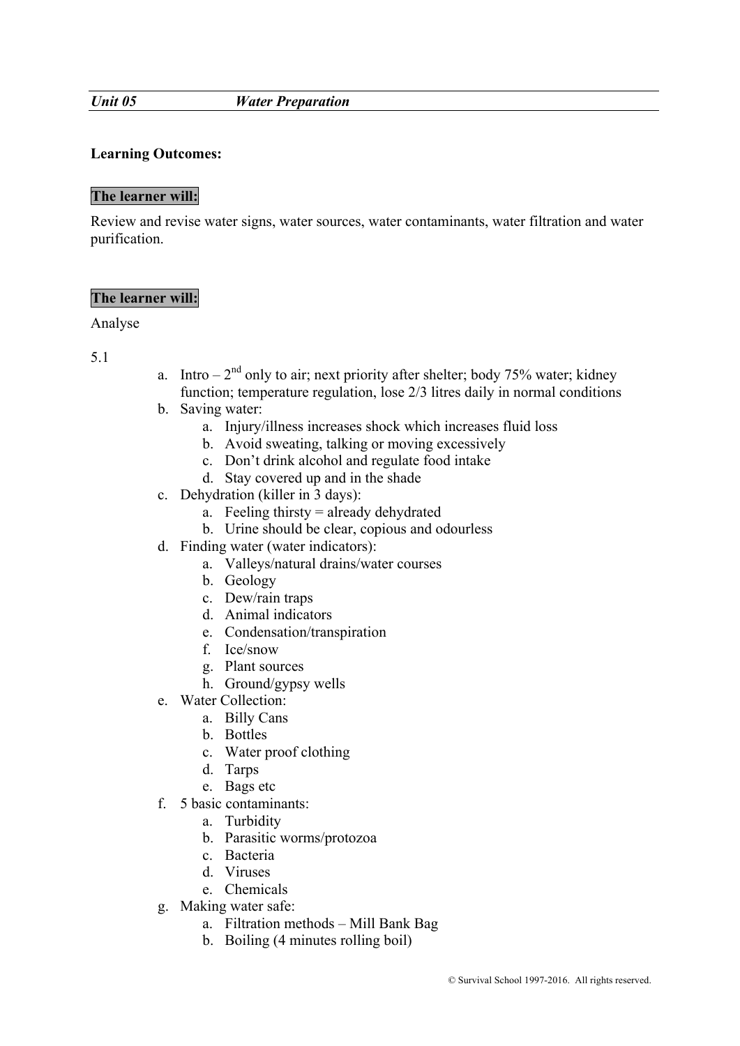***Unit 05*** ***Water Preparation***

**Learning Outcomes:**

**The learner will:**

Review and revise water signs, water sources, water contaminants, water filtration and water purification.

**The learner will:**

Analyse

5.1

a. Intro – 2nd only to air; next priority after shelter; body 75% water; kidney function; temperature regulation, lose 2/3 litres daily in normal conditions
b. Saving water:
    a. Injury/illness increases shock which increases fluid loss
    b. Avoid sweating, talking or moving excessively
    c. Don't drink alcohol and regulate food intake
    d. Stay covered up and in the shade
c. Dehydration (killer in 3 days):
    a. Feeling thirsty = already dehydrated
    b. Urine should be clear, copious and odourless
d. Finding water (water indicators):
    a. Valleys/natural drains/water courses
    b. Geology
    c. Dew/rain traps
    d. Animal indicators
    e. Condensation/transpiration
    f. Ice/snow
    g. Plant sources
    h. Ground/gypsy wells
e. Water Collection:
    a. Billy Cans
    b. Bottles
    c. Water proof clothing
    d. Tarps
    e. Bags etc
f. 5 basic contaminants:
    a. Turbidity
    b. Parasitic worms/protozoa
    c. Bacteria
    d. Viruses
    e. Chemicals
g. Making water safe:
    a. Filtration methods – Mill Bank Bag
    b. Boiling (4 minutes rolling boil)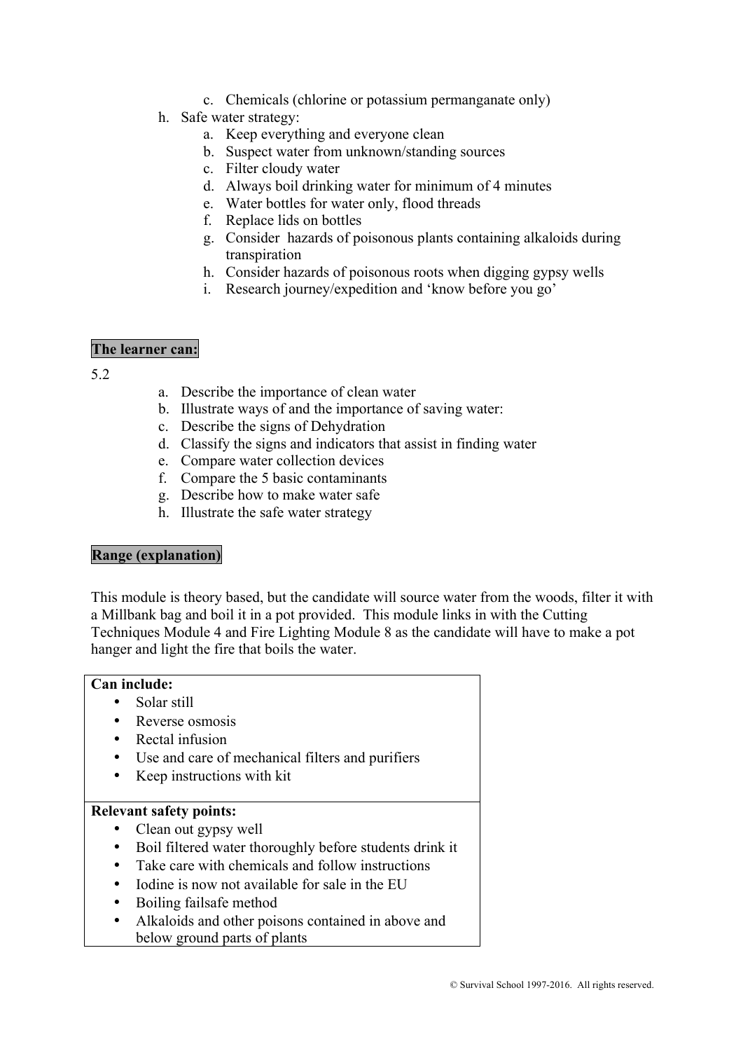c. Chemicals (chlorine or potassium permanganate only)

h. Safe water strategy:
   a. Keep everything and everyone clean
   b. Suspect water from unknown/standing sources
   c. Filter cloudy water
   d. Always boil drinking water for minimum of 4 minutes
   e. Water bottles for water only, flood threads
   f. Replace lids on bottles
   g. Consider hazards of poisonous plants containing alkaloids during transpiration
   h. Consider hazards of poisonous roots when digging gypsy wells
   i. Research journey/expedition and 'know before you go'

**The learner can:**

5.2

a. Describe the importance of clean water
b. Illustrate ways of and the importance of saving water:
c. Describe the signs of Dehydration
d. Classify the signs and indicators that assist in finding water
e. Compare water collection devices
f. Compare the 5 basic contaminants
g. Describe how to make water safe
h. Illustrate the safe water strategy

**Range (explanation)**

This module is theory based, but the candidate will source water from the woods, filter it with a Millbank bag and boil it in a pot provided. This module links in with the Cutting Techniques Module 4 and Fire Lighting Module 8 as the candidate will have to make a pot hanger and light the fire that boils the water.

**Can include:**

- Solar still
- Reverse osmosis
- Rectal infusion
- Use and care of mechanical filters and purifiers
- Keep instructions with kit

**Relevant safety points:**

- Clean out gypsy well
- Boil filtered water thoroughly before students drink it
- Take care with chemicals and follow instructions
- Iodine is now not available for sale in the EU
- Boiling failsafe method
- Alkaloids and other poisons contained in above and below ground parts of plants

© Survival School 1997-2016. All rights reserved.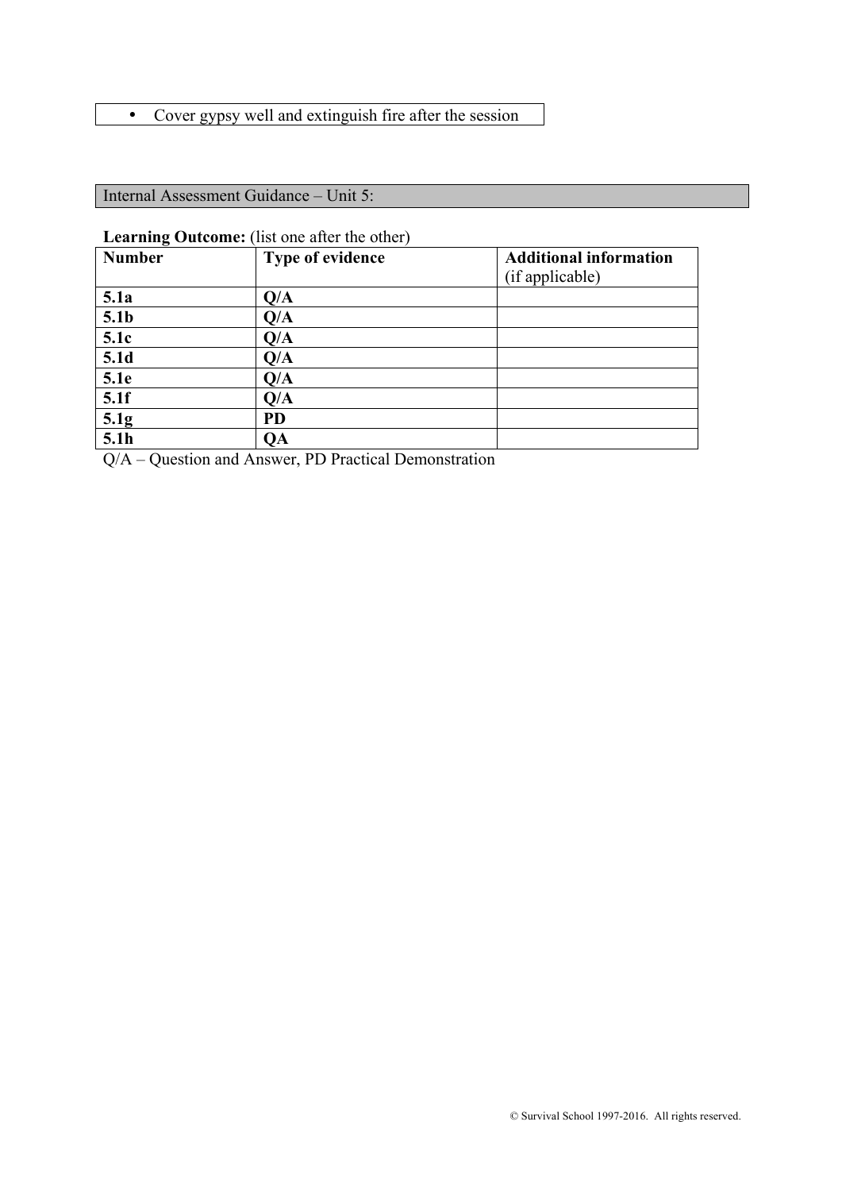- Cover gypsy well and extinguish fire after the session

## Internal Assessment Guidance – Unit 5:

**Learning Outcome:** (list one after the other)

| **Number** | **Type of evidence** | **Additional information** (if applicable) |
|---|---|---|
| **5.1a** | **Q/A** | |
| **5.1b** | **Q/A** | |
| **5.1c** | **Q/A** | |
| **5.1d** | **Q/A** | |
| **5.1e** | **Q/A** | |
| **5.1f** | **Q/A** | |
| **5.1g** | **PD** | |
| **5.1h** | **QA** | |

Q/A – Question and Answer, PD Practical Demonstration

© Survival School 1997-2016. All rights reserved.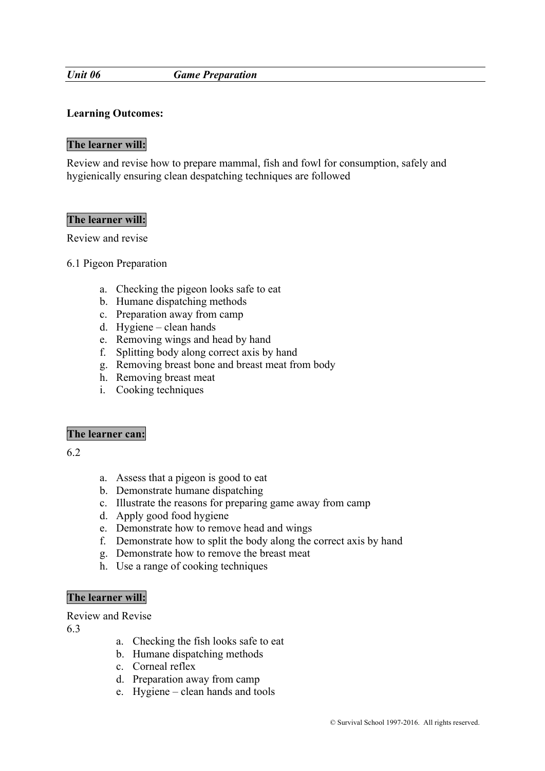***Unit 06*** ***Game Preparation***

**Learning Outcomes:**

**The learner will:**

Review and revise how to prepare mammal, fish and fowl for consumption, safely and hygienically ensuring clean despatching techniques are followed

**The learner will:**

Review and revise

6.1 Pigeon Preparation

a. Checking the pigeon looks safe to eat
b. Humane dispatching methods
c. Preparation away from camp
d. Hygiene – clean hands
e. Removing wings and head by hand
f. Splitting body along correct axis by hand
g. Removing breast bone and breast meat from body
h. Removing breast meat
i. Cooking techniques

**The learner can:**

6.2

a. Assess that a pigeon is good to eat
b. Demonstrate humane dispatching
c. Illustrate the reasons for preparing game away from camp
d. Apply good food hygiene
e. Demonstrate how to remove head and wings
f. Demonstrate how to split the body along the correct axis by hand
g. Demonstrate how to remove the breast meat
h. Use a range of cooking techniques

**The learner will:**

Review and Revise

6.3

a. Checking the fish looks safe to eat
b. Humane dispatching methods
c. Corneal reflex
d. Preparation away from camp
e. Hygiene – clean hands and tools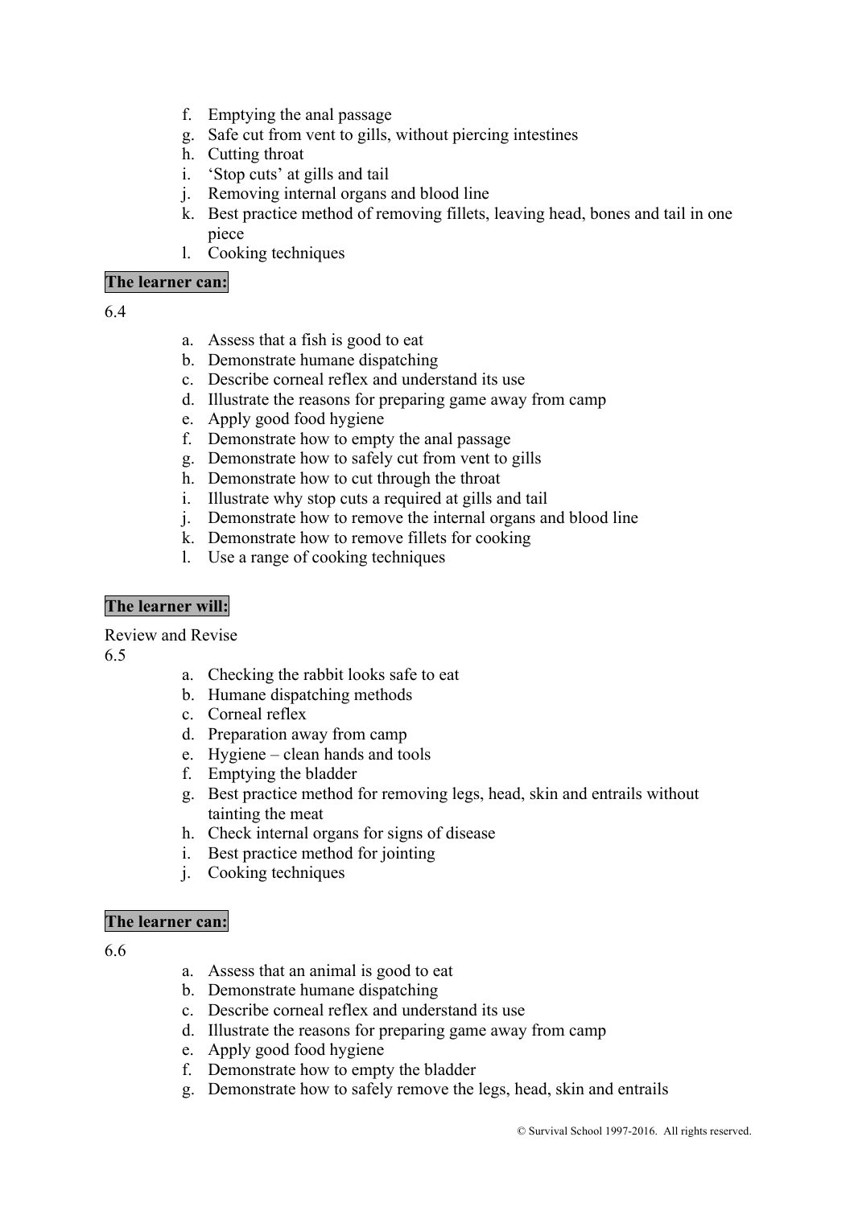f. Emptying the anal passage
g. Safe cut from vent to gills, without piercing intestines
h. Cutting throat
i. 'Stop cuts' at gills and tail
j. Removing internal organs and blood line
k. Best practice method of removing fillets, leaving head, bones and tail in one piece
l. Cooking techniques

**The learner can:**

6.4

a. Assess that a fish is good to eat
b. Demonstrate humane dispatching
c. Describe corneal reflex and understand its use
d. Illustrate the reasons for preparing game away from camp
e. Apply good food hygiene
f. Demonstrate how to empty the anal passage
g. Demonstrate how to safely cut from vent to gills
h. Demonstrate how to cut through the throat
i. Illustrate why stop cuts a required at gills and tail
j. Demonstrate how to remove the internal organs and blood line
k. Demonstrate how to remove fillets for cooking
l. Use a range of cooking techniques

**The learner will:**

Review and Revise

6.5

a. Checking the rabbit looks safe to eat
b. Humane dispatching methods
c. Corneal reflex
d. Preparation away from camp
e. Hygiene – clean hands and tools
f. Emptying the bladder
g. Best practice method for removing legs, head, skin and entrails without tainting the meat
h. Check internal organs for signs of disease
i. Best practice method for jointing
j. Cooking techniques

**The learner can:**

6.6

a. Assess that an animal is good to eat
b. Demonstrate humane dispatching
c. Describe corneal reflex and understand its use
d. Illustrate the reasons for preparing game away from camp
e. Apply good food hygiene
f. Demonstrate how to empty the bladder
g. Demonstrate how to safely remove the legs, head, skin and entrails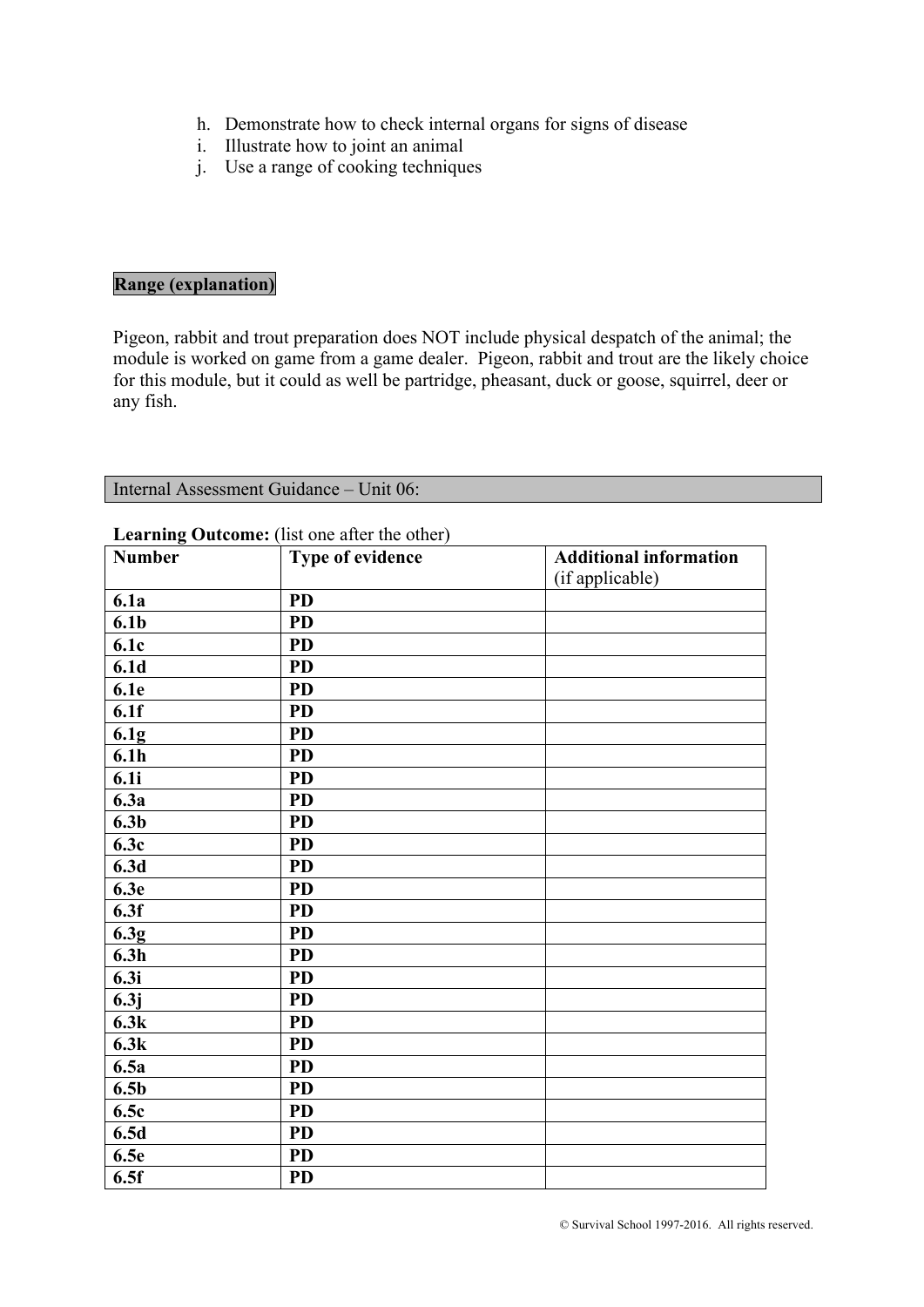h. Demonstrate how to check internal organs for signs of disease
i. Illustrate how to joint an animal
j. Use a range of cooking techniques

**Range (explanation)**

Pigeon, rabbit and trout preparation does NOT include physical despatch of the animal; the module is worked on game from a game dealer. Pigeon, rabbit and trout are the likely choice for this module, but it could as well be partridge, pheasant, duck or goose, squirrel, deer or any fish.

## Internal Assessment Guidance – Unit 06:

**Learning Outcome:** (list one after the other)

| **Number** | **Type of evidence** | **Additional information** (if applicable) |
|---|---|---|
| **6.1a** | **PD** | |
| **6.1b** | **PD** | |
| **6.1c** | **PD** | |
| **6.1d** | **PD** | |
| **6.1e** | **PD** | |
| **6.1f** | **PD** | |
| **6.1g** | **PD** | |
| **6.1h** | **PD** | |
| **6.1i** | **PD** | |
| **6.3a** | **PD** | |
| **6.3b** | **PD** | |
| **6.3c** | **PD** | |
| **6.3d** | **PD** | |
| **6.3e** | **PD** | |
| **6.3f** | **PD** | |
| **6.3g** | **PD** | |
| **6.3h** | **PD** | |
| **6.3i** | **PD** | |
| **6.3j** | **PD** | |
| **6.3k** | **PD** | |
| **6.3k** | **PD** | |
| **6.5a** | **PD** | |
| **6.5b** | **PD** | |
| **6.5c** | **PD** | |
| **6.5d** | **PD** | |
| **6.5e** | **PD** | |
| **6.5f** | **PD** | |

© Survival School 1997-2016. All rights reserved.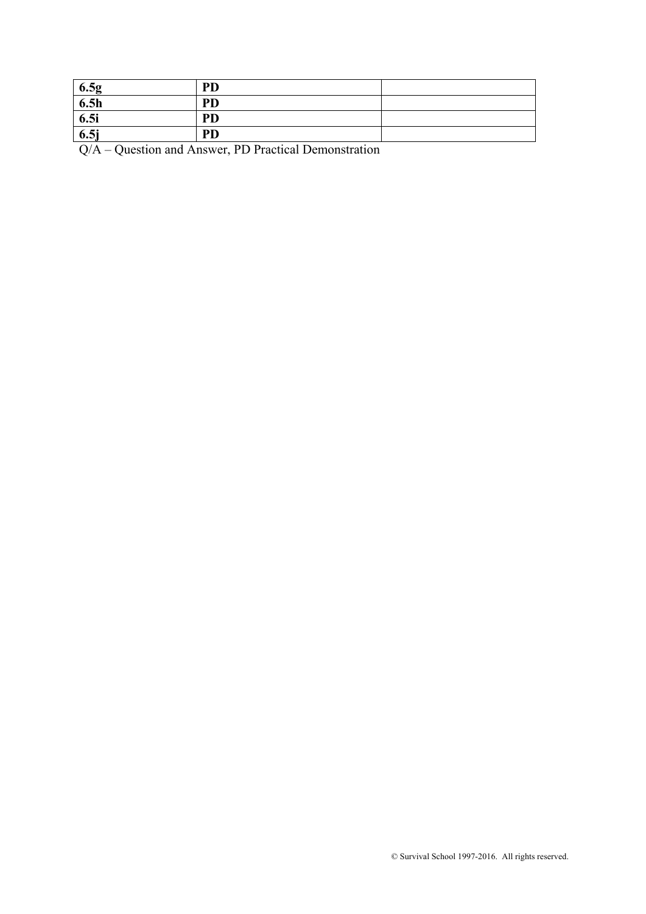| **6.5g** | **PD** | |
|---|---|---|
| **6.5h** | **PD** | |
| **6.5i** | **PD** | |
| **6.5j** | **PD** | |

Q/A – Question and Answer, PD Practical Demonstration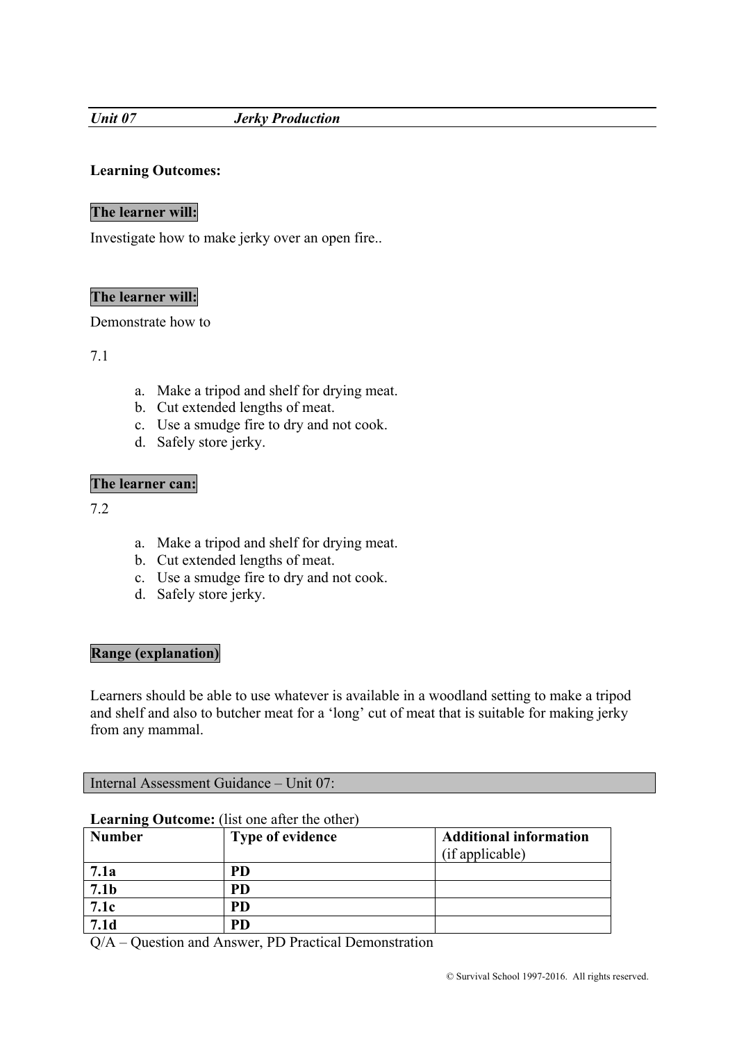***Unit 07*** ***Jerky Production***

**Learning Outcomes:**

**The learner will:**

Investigate how to make jerky over an open fire..

**The learner will:**

Demonstrate how to

7.1

a. Make a tripod and shelf for drying meat.
b. Cut extended lengths of meat.
c. Use a smudge fire to dry and not cook.
d. Safely store jerky.

**The learner can:**

7.2

a. Make a tripod and shelf for drying meat.
b. Cut extended lengths of meat.
c. Use a smudge fire to dry and not cook.
d. Safely store jerky.

**Range (explanation)**

Learners should be able to use whatever is available in a woodland setting to make a tripod and shelf and also to butcher meat for a 'long' cut of meat that is suitable for making jerky from any mammal.

Internal Assessment Guidance – Unit 07:

**Learning Outcome:** (list one after the other)

| **Number** | **Type of evidence** | **Additional information** (if applicable) |
|---|---|---|
| **7.1a** | **PD** | |
| **7.1b** | **PD** | |
| **7.1c** | **PD** | |
| **7.1d** | **PD** | |

Q/A – Question and Answer, PD Practical Demonstration

© Survival School 1997-2016. All rights reserved.